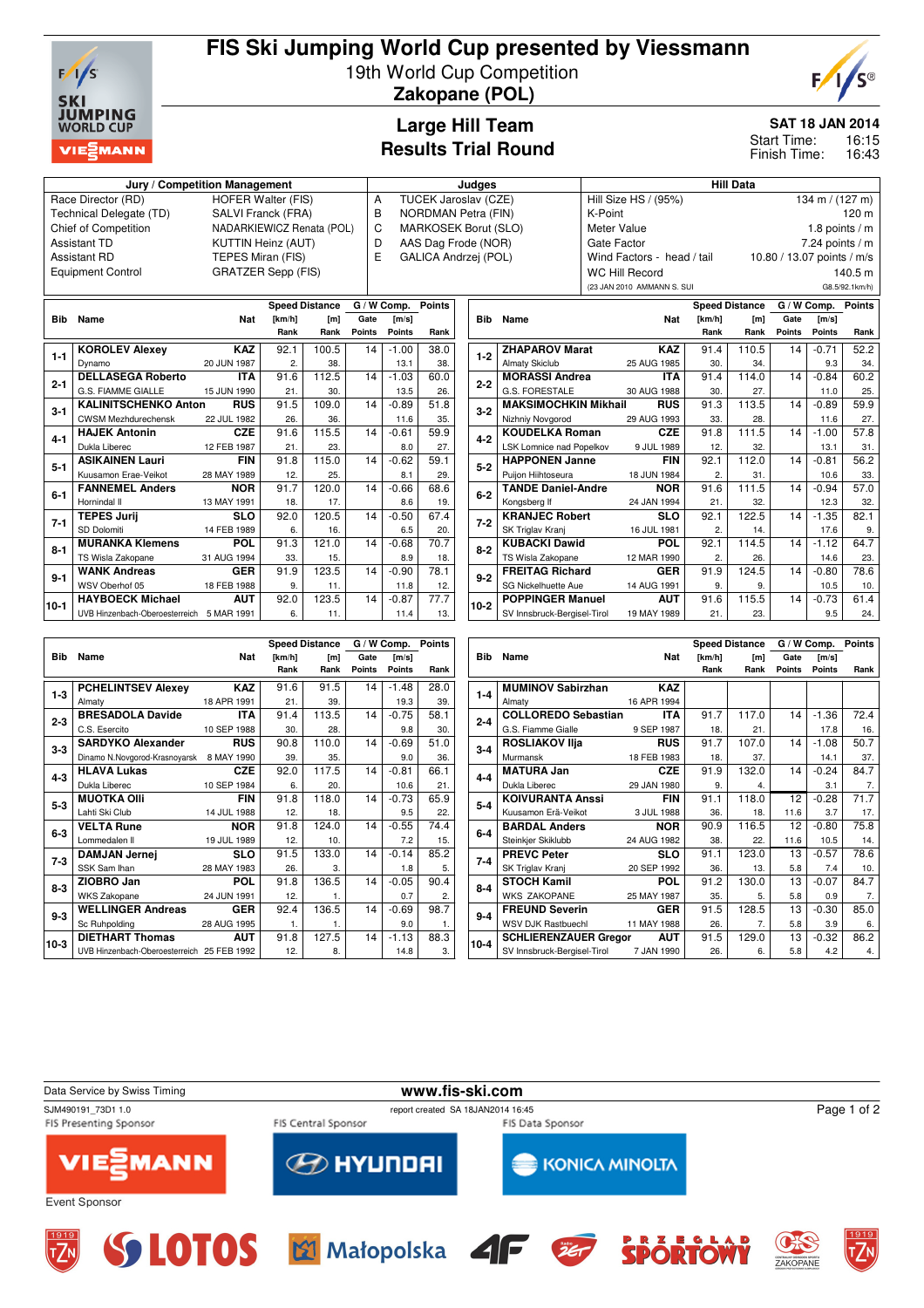# FIS Ski Jumping World Cup presented by Viessmann

19th World Cup Competition

**Zakopane (POL)**

## Large Hill Team
## Results Trial Round

**SAT 18 JAN 2014**

Start Time: 16:15
Finish Time: 16:43

| Jury / Competition Management | | Judges | | Hill Data | |
|---|---|---|---|---|---|
| Race Director (RD) | HOFER Walter (FIS) | A | TUCEK Jaroslav (CZE) | Hill Size HS / (95%) | 134 m / (127 m) |
| Technical Delegate (TD) | SALVI Franck (FRA) | B | NORDMAN Petra (FIN) | K-Point | 120 m |
| Chief of Competition | NADARKIEWICZ Renata (POL) | C | MARKOSEK Borut (SLO) | Meter Value | 1.8 points / m |
| Assistant TD | KUTTIN Heinz (AUT) | D | AAS Dag Frode (NOR) | Gate Factor | 7.24 points / m |
| Assistant RD | TEPES Miran (FIS) | E | GALICA Andrzej (POL) | Wind Factors - head / tail | 10.80 / 13.07 points / m/s |
| Equipment Control | GRATZER Sepp (FIS) | | | WC Hill Record | 140.5 m |
| | | | | (23 JAN 2010 AMMANN S. SUI) | G8.5/92.1km/h) |

| Bib | Name | Nat | Club | Date of birth | Speed [km/h] | Speed Rank | Distance [m] | Distance Rank | Gate | Gate Points | Wind [m/s] | Wind Points | Points | Rank |
|---|---|---|---|---|---|---|---|---|---|---|---|---|---|---|
| 1-1 | KOROLEV Alexey | KAZ | Dynamo | 20 JUN 1987 | 92.1 | 2. | 100.5 | 38. | 14 | | -1.00 | 13.1 | 38.0 | 38. |
| 2-1 | DELLASEGA Roberto | ITA | G.S. FIAMME GIALLE | 15 JUN 1990 | 91.6 | 21. | 112.5 | 30. | 14 | | -1.03 | 13.5 | 60.0 | 26. |
| 3-1 | KALINITSCHENKO Anton | RUS | CWSM Mezhdurechensk | 22 JUL 1982 | 91.5 | 26. | 109.0 | 36. | 14 | | -0.89 | 11.6 | 51.8 | 35. |
| 4-1 | HAJEK Antonin | CZE | Dukla Liberec | 12 FEB 1987 | 91.6 | 21. | 115.5 | 23. | 14 | | -0.61 | 8.0 | 59.9 | 27. |
| 5-1 | ASIKAINEN Lauri | FIN | Kuusamon Erae-Veikot | 28 MAY 1989 | 91.8 | 12. | 115.0 | 25. | 14 | | -0.62 | 8.1 | 59.1 | 29. |
| 6-1 | FANNEMEL Anders | NOR | Hornindal Il | 13 MAY 1991 | 91.7 | 18. | 120.0 | 17. | 14 | | -0.66 | 8.6 | 68.6 | 19. |
| 7-1 | TEPES Jurij | SLO | SD Dolomiti | 14 FEB 1989 | 92.0 | 6. | 120.5 | 16. | 14 | | -0.50 | 6.5 | 67.4 | 20. |
| 8-1 | MURANKA Klemens | POL | TS Wisla Zakopane | 31 AUG 1994 | 91.3 | 33. | 121.0 | 15. | 14 | | -0.68 | 8.9 | 70.7 | 18. |
| 9-1 | WANK Andreas | GER | WSV Oberhof 05 | 18 FEB 1988 | 91.9 | 9. | 123.5 | 11. | 14 | | -0.90 | 11.8 | 78.1 | 12. |
| 10-1 | HAYBOECK Michael | AUT | UVB Hinzenbach-Oberoesterreich | 5 MAR 1991 | 92.0 | 6. | 123.5 | 11. | 14 | | -0.87 | 11.4 | 77.7 | 13. |
| 1-2 | ZHAPAROV Marat | KAZ | Almaty Skiclub | 25 AUG 1985 | 91.4 | 30. | 110.5 | 34. | 14 | | -0.71 | 9.3 | 52.2 | 34. |
| 2-2 | MORASSI Andrea | ITA | G.S. FORESTALE | 30 AUG 1988 | 91.4 | 30. | 114.0 | 27. | 14 | | -0.84 | 11.0 | 60.2 | 25. |
| 3-2 | MAKSIMOCHKIN Mikhail | RUS | Nizhniy Novgorod | 29 AUG 1993 | 91.3 | 33. | 113.5 | 28. | 14 | | -0.89 | 11.6 | 59.9 | 27. |
| 4-2 | KOUDELKA Roman | CZE | LSK Lomnice nad Popelkov | 9 JUL 1989 | 91.8 | 12. | 111.5 | 32. | 14 | | -1.00 | 13.1 | 57.8 | 31. |
| 5-2 | HAPPONEN Janne | FIN | Puijon Hiihtoseura | 18 JUN 1984 | 92.1 | 2. | 112.0 | 31. | 14 | | -0.81 | 10.6 | 56.2 | 33. |
| 6-2 | TANDE Daniel-Andre | NOR | Kongsberg If | 24 JAN 1994 | 91.6 | 21. | 111.5 | 32. | 14 | | -0.94 | 12.3 | 57.0 | 32. |
| 7-2 | KRANJEC Robert | SLO | SK Triglav Kranj | 16 JUL 1981 | 92.1 | 2. | 122.5 | 14. | 14 | | -1.35 | 17.6 | 82.1 | 9. |
| 8-2 | KUBACKI Dawid | POL | TS Wisla Zakopane | 12 MAR 1990 | 92.1 | 2. | 114.5 | 26. | 14 | | -1.12 | 14.6 | 64.7 | 23. |
| 9-2 | FREITAG Richard | GER | SG Nickelhuette Aue | 14 AUG 1991 | 91.9 | 9. | 124.5 | 9. | 14 | | -0.80 | 10.5 | 78.6 | 10. |
| 10-2 | POPPINGER Manuel | AUT | SV Innsbruck-Bergisel-Tirol | 19 MAY 1989 | 91.6 | 21. | 115.5 | 23. | 14 | | -0.73 | 9.5 | 61.4 | 24. |
| 1-3 | PCHELINTSEV Alexey | KAZ | Almaty | 18 APR 1991 | 91.6 | 21. | 91.5 | 39. | 14 | | -1.48 | 19.3 | 28.0 | 39. |
| 2-3 | BRESADOLA Davide | ITA | C.S. Esercito | 10 SEP 1988 | 91.4 | 30. | 113.5 | 28. | 14 | | -0.75 | 9.8 | 58.1 | 30. |
| 3-3 | SARDYKO Alexander | RUS | Dinamo N.Novgorod-Krasnoyarsk | 8 MAY 1990 | 90.8 | 39. | 110.0 | 35. | 14 | | -0.69 | 9.0 | 51.0 | 36. |
| 4-3 | HLAVA Lukas | CZE | Dukla Liberec | 10 SEP 1984 | 92.0 | 6. | 117.5 | 20. | 14 | | -0.81 | 10.6 | 66.1 | 21. |
| 5-3 | MUOTKA Olli | FIN | Lahti Ski Club | 14 JUL 1988 | 91.8 | 12. | 118.0 | 18. | 14 | | -0.73 | 9.5 | 65.9 | 22. |
| 6-3 | VELTA Rune | NOR | Lommedalen Il | 19 JUL 1989 | 91.8 | 12. | 124.0 | 10. | 14 | | -0.55 | 7.2 | 74.4 | 15. |
| 7-3 | DAMJAN Jernej | SLO | SSK Sam Ihan | 28 MAY 1983 | 91.5 | 26. | 133.0 | 3. | 14 | | -0.14 | 1.8 | 85.2 | 5. |
| 8-3 | ZIOBRO Jan | POL | WKS Zakopane | 24 JUN 1991 | 91.8 | 12. | 136.5 | 1. | 14 | | -0.05 | 0.7 | 90.4 | 2. |
| 9-3 | WELLINGER Andreas | GER | Sc Ruhpolding | 28 AUG 1995 | 92.4 | 1. | 136.5 | 1. | 14 | | -0.69 | 9.0 | 98.7 | 1. |
| 10-3 | DIETHART Thomas | AUT | UVB Hinzenbach-Oberoesterreich | 25 FEB 1992 | 91.8 | 12. | 127.5 | 8. | 14 | | -1.13 | 14.8 | 88.3 | 3. |
| 1-4 | MUMINOV Sabirzhan | KAZ | Almaty | 16 APR 1994 | | | | | | | | | | |
| 2-4 | COLLOREDO Sebastian | ITA | G.S. Fiamme Gialle | 9 SEP 1987 | 91.7 | 18. | 117.0 | 21. | 14 | | -1.36 | 17.8 | 72.4 | 16. |
| 3-4 | ROSLIAKOV Ilja | RUS | Murmansk | 18 FEB 1983 | 91.7 | 18. | 107.0 | 37. | 14 | | -1.08 | 14.1 | 50.7 | 37. |
| 4-4 | MATURA Jan | CZE | Dukla Liberec | 29 JAN 1980 | 91.9 | 9. | 132.0 | 4. | 14 | | -0.24 | 3.1 | 84.7 | 7. |
| 5-4 | KOIVURANTA Anssi | FIN | Kuusamon Erä-Veikot | 3 JUL 1988 | 91.1 | 36. | 118.0 | 18. | 12 | 11.6 | -0.28 | 3.7 | 71.7 | 17. |
| 6-4 | BARDAL Anders | NOR | Steinkjer Skiklubb | 24 AUG 1982 | 90.9 | 38. | 116.5 | 22. | 12 | 11.6 | -0.80 | 10.5 | 75.8 | 14. |
| 7-4 | PREVC Peter | SLO | SK Triglav Kranj | 20 SEP 1992 | 91.1 | 36. | 123.0 | 13. | 13 | 5.8 | -0.57 | 7.4 | 78.6 | 10. |
| 8-4 | STOCH Kamil | POL | WKS ZAKOPANE | 25 MAY 1987 | 91.2 | 35. | 130.0 | 5. | 13 | 5.8 | -0.07 | 0.9 | 84.7 | 7. |
| 9-4 | FREUND Severin | GER | WSV DJK Rastbuechl | 11 MAY 1988 | 91.5 | 26. | 128.5 | 7. | 13 | 5.8 | -0.30 | 3.9 | 85.0 | 6. |
| 10-4 | SCHLIERENZAUER Gregor | AUT | SV Innsbruck-Bergisel-Tirol | 7 JAN 1990 | 91.5 | 26. | 129.0 | 6. | 13 | 5.8 | -0.32 | 4.2 | 86.2 | 4. |

Data Service by Swiss Timing

www.fis-ski.com

SJM490191_73D1 1.0 report created SA 18JAN2014 16:45

FIS Presenting Sponsor: VIESSMANN | FIS Central Sponsor: HYUNDAI | FIS Data Sponsor: KONICA MINOLTA

Event Sponsor: LOTOS, Małopolska, 4F, Przegląd Sportowy, COS Zakopane, TZN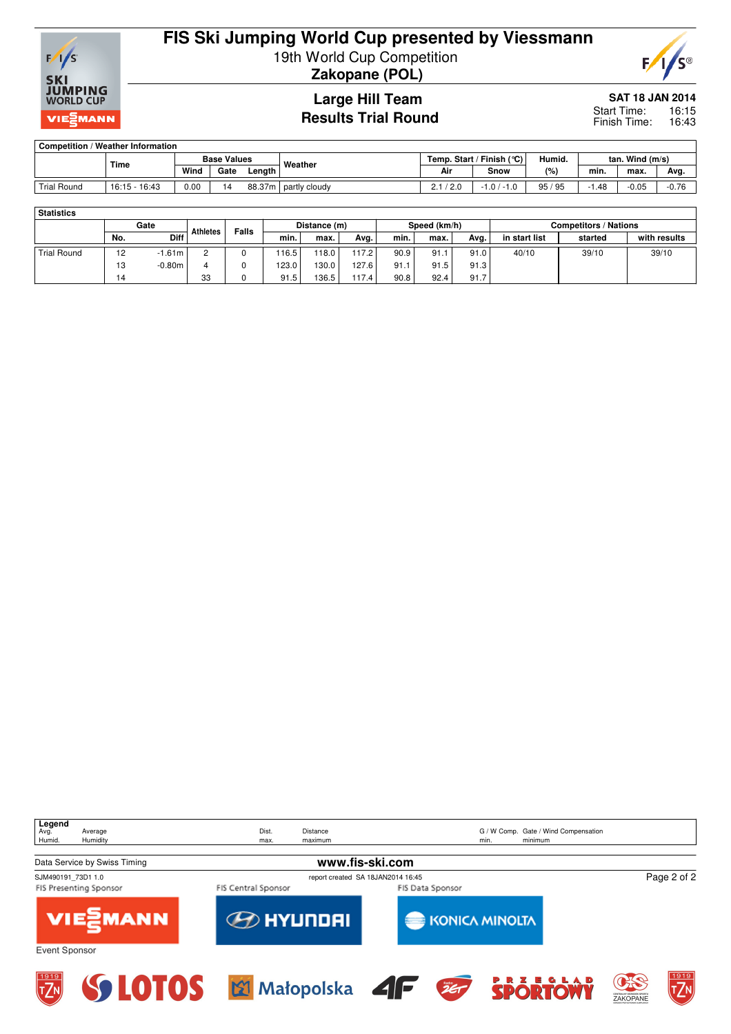# FIS Ski Jumping World Cup presented by Viessmann

19th World Cup Competition

**Zakopane (POL)**

## Large Hill Team
## Results Trial Round

**SAT 18 JAN 2014**

Start Time: 16:15
Finish Time: 16:43

**Competition / Weather Information**

| | Time | Base Values | | | Weather | Temp. Start / Finish (°C) | | Humid. | tan. Wind (m/s) | | |
|---|---|---|---|---|---|---|---|---|---|---|---|
| | | Wind | Gate | Length | | Air | Snow | (%) | min. | max. | Avg. |
| Trial Round | 16:15 - 16:43 | 0.00 | 14 | 88.37m | partly cloudy | 2.1 / 2.0 | -1.0 / -1.0 | 95 / 95 | -1.48 | -0.05 | -0.76 |

**Statistics**

| | Gate | | Athletes | Falls | Distance (m) | | | Speed (km/h) | | | Competitors / Nations | | |
|---|---|---|---|---|---|---|---|---|---|---|---|---|---|
| | No. | Diff | | | min. | max. | Avg. | min. | max. | Avg. | in start list | started | with results |
| Trial Round | 12 | -1.61m | 2 | 0 | 116.5 | 118.0 | 117.2 | 90.9 | 91.1 | 91.0 | 40/10 | 39/10 | 39/10 |
| | 13 | -0.80m | 4 | 0 | 123.0 | 130.0 | 127.6 | 91.1 | 91.5 | 91.3 | | | |
| | 14 | | 33 | 0 | 91.5 | 136.5 | 117.4 | 90.8 | 92.4 | 91.7 | | | |

**Legend**

| | | | | | |
|---|---|---|---|---|---|
| Avg. | Average | Dist. | Distance | G / W Comp. | Gate / Wind Compensation |
| Humid. | Humidity | max. | maximum | min. | minimum |

Data Service by Swiss Timing

www.fis-ski.com

SJM490191_73D1 1.0

report created SA 18JAN2014 16:45

FIS Presenting Sponsor — FIS Central Sponsor — FIS Data Sponsor

Event Sponsor